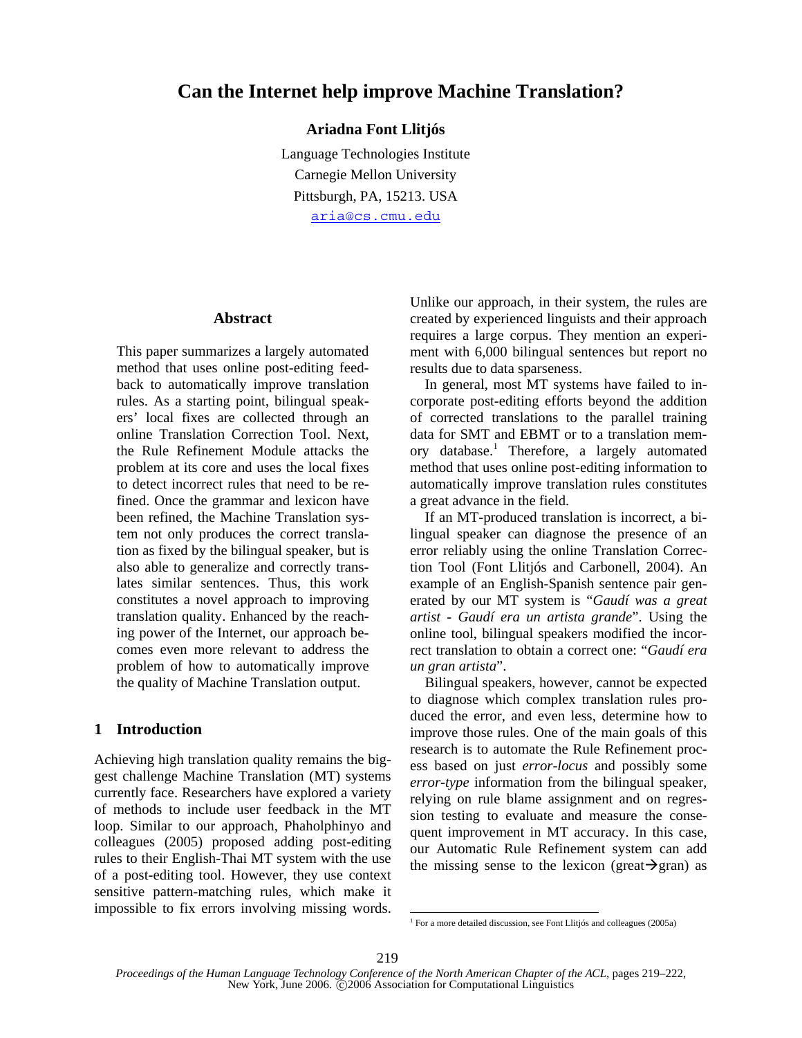# Can the Internet help improve Machine Translation?

**Ariadna Font Llitjós**

Language Technologies Institute
Carnegie Mellon University
Pittsburgh, PA, 15213. USA
aria@cs.cmu.edu

## Abstract

This paper summarizes a largely automated method that uses online post-editing feedback to automatically improve translation rules. As a starting point, bilingual speakers' local fixes are collected through an online Translation Correction Tool. Next, the Rule Refinement Module attacks the problem at its core and uses the local fixes to detect incorrect rules that need to be refined. Once the grammar and lexicon have been refined, the Machine Translation system not only produces the correct translation as fixed by the bilingual speaker, but is also able to generalize and correctly translates similar sentences. Thus, this work constitutes a novel approach to improving translation quality. Enhanced by the reaching power of the Internet, our approach becomes even more relevant to address the problem of how to automatically improve the quality of Machine Translation output.

## 1 Introduction

Achieving high translation quality remains the biggest challenge Machine Translation (MT) systems currently face. Researchers have explored a variety of methods to include user feedback in the MT loop. Similar to our approach, Phaholphinyo and colleagues (2005) proposed adding post-editing rules to their English-Thai MT system with the use of a post-editing tool. However, they use context sensitive pattern-matching rules, which make it impossible to fix errors involving missing words. Unlike our approach, in their system, the rules are created by experienced linguists and their approach requires a large corpus. They mention an experiment with 6,000 bilingual sentences but report no results due to data sparseness.

In general, most MT systems have failed to incorporate post-editing efforts beyond the addition of corrected translations to the parallel training data for SMT and EBMT or to a translation memory database.[1] Therefore, a largely automated method that uses online post-editing information to automatically improve translation rules constitutes a great advance in the field.

If an MT-produced translation is incorrect, a bilingual speaker can diagnose the presence of an error reliably using the online Translation Correction Tool (Font Llitjós and Carbonell, 2004). An example of an English-Spanish sentence pair generated by our MT system is "*Gaudí was a great artist - Gaudí era un artista grande*". Using the online tool, bilingual speakers modified the incorrect translation to obtain a correct one: "*Gaudí era un gran artista*".

Bilingual speakers, however, cannot be expected to diagnose which complex translation rules produced the error, and even less, determine how to improve those rules. One of the main goals of this research is to automate the Rule Refinement process based on just *error-locus* and possibly some *error-type* information from the bilingual speaker, relying on rule blame assignment and on regression testing to evaluate and measure the consequent improvement in MT accuracy. In this case, our Automatic Rule Refinement system can add the missing sense to the lexicon (great→gran) as

[1] For a more detailed discussion, see Font Llitjós and colleagues (2005a)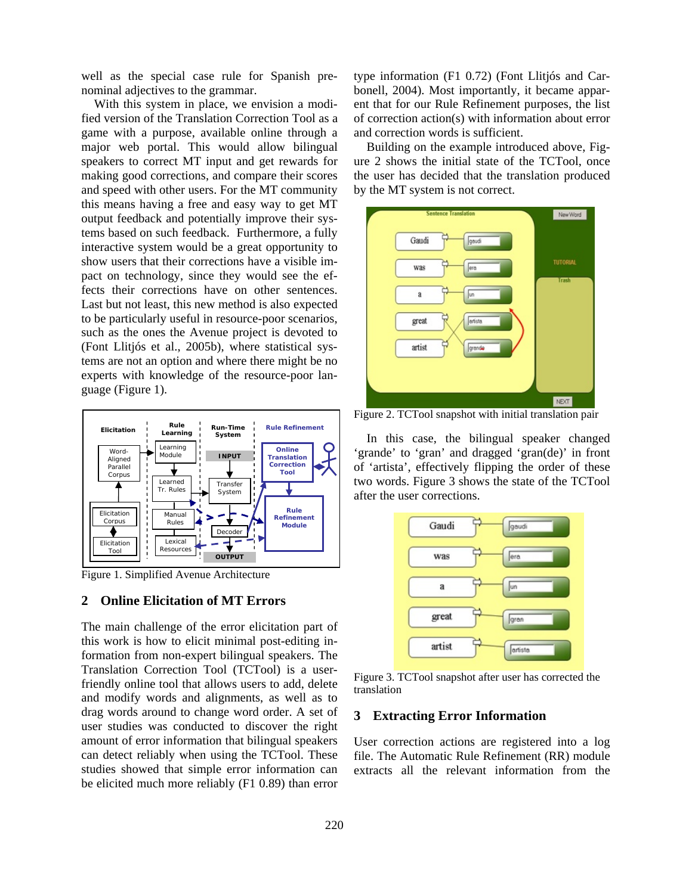well as the special case rule for Spanish pre-nominal adjectives to the grammar.

With this system in place, we envision a modified version of the Translation Correction Tool as a game with a purpose, available online through a major web portal. This would allow bilingual speakers to correct MT input and get rewards for making good corrections, and compare their scores and speed with other users. For the MT community this means having a free and easy way to get MT output feedback and potentially improve their systems based on such feedback. Furthermore, a fully interactive system would be a great opportunity to show users that their corrections have a visible impact on technology, since they would see the effects their corrections have on other sentences. Last but not least, this new method is also expected to be particularly useful in resource-poor scenarios, such as the ones the Avenue project is devoted to (Font Llitjós et al., 2005b), where statistical systems are not an option and where there might be no experts with knowledge of the resource-poor language (Figure 1).

Figure 1. Simplified Avenue Architecture

## 2 Online Elicitation of MT Errors

The main challenge of the error elicitation part of this work is how to elicit minimal post-editing information from non-expert bilingual speakers. The Translation Correction Tool (TCTool) is a user-friendly online tool that allows users to add, delete and modify words and alignments, as well as to drag words around to change word order. A set of user studies was conducted to discover the right amount of error information that bilingual speakers can detect reliably when using the TCTool. These studies showed that simple error information can be elicited much more reliably (F1 0.89) than error type information (F1 0.72) (Font Llitjós and Carbonell, 2004). Most importantly, it became apparent that for our Rule Refinement purposes, the list of correction action(s) with information about error and correction words is sufficient.

Building on the example introduced above, Figure 2 shows the initial state of the TCTool, once the user has decided that the translation produced by the MT system is not correct.

Figure 2. TCTool snapshot with initial translation pair

In this case, the bilingual speaker changed 'grande' to 'gran' and dragged 'gran(de)' in front of 'artista', effectively flipping the order of these two words. Figure 3 shows the state of the TCTool after the user corrections.

Figure 3. TCTool snapshot after user has corrected the translation

## 3 Extracting Error Information

User correction actions are registered into a log file. The Automatic Rule Refinement (RR) module extracts all the relevant information from the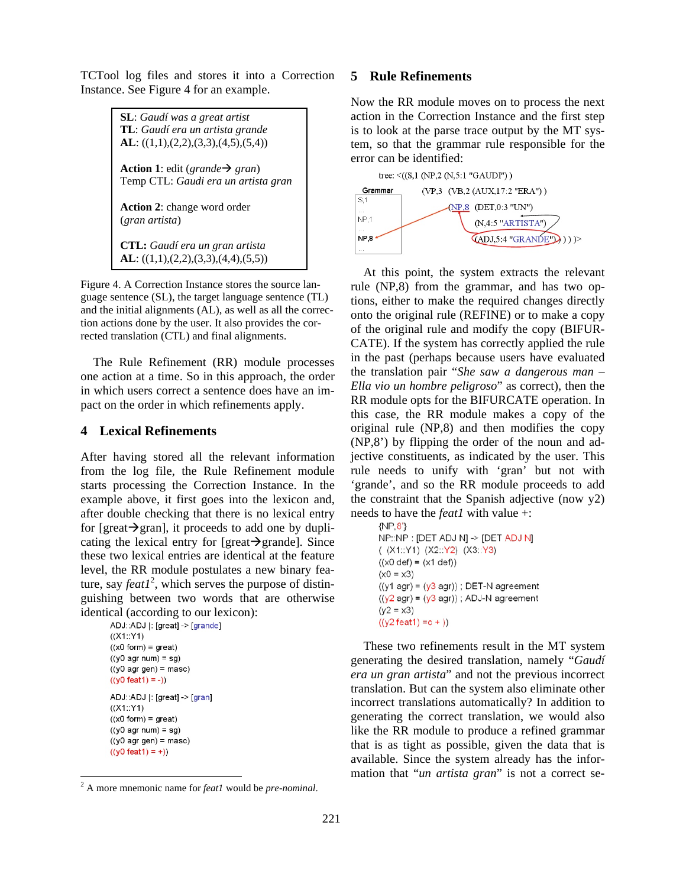TCTool log files and stores it into a Correction Instance. See Figure 4 for an example.

> **SL**: *Gaudí was a great artist*
> **TL**: *Gaudí era un artista grande*
> **AL**: ((1,1),(2,2),(3,3),(4,5),(5,4))
>
> **Action 1**: edit (*grande*→ *gran*)
> Temp CTL: *Gaudi era un artista gran*
>
> **Action 2**: change word order (*gran artista*)
>
> **CTL:** *Gaudí era un gran artista*
> **AL**: ((1,1),(2,2),(3,3),(4,4),(5,5))

Figure 4. A Correction Instance stores the source language sentence (SL), the target language sentence (TL) and the initial alignments (AL), as well as all the correction actions done by the user. It also provides the corrected translation (CTL) and final alignments.

The Rule Refinement (RR) module processes one action at a time. So in this approach, the order in which users correct a sentence does have an impact on the order in which refinements apply.

## 4 Lexical Refinements

After having stored all the relevant information from the log file, the Rule Refinement module starts processing the Correction Instance. In the example above, it first goes into the lexicon and, after double checking that there is no lexical entry for [great→gran], it proceeds to add one by duplicating the lexical entry for [great→grande]. Since these two lexical entries are identical at the feature level, the RR module postulates a new binary feature, say *feat1*[2], which serves the purpose of distinguishing between two words that are otherwise identical (according to our lexicon):

```
ADJ::ADJ |: [great] -> [grande]
((X1::Y1)
((x0 form) = great)
((y0 agr num) = sg)
((y0 agr gen) = masc)
((y0 feat1) = -))

ADJ::ADJ |: [great] -> [gran]
((X1::Y1)
((x0 form) = great)
((y0 agr num) = sg)
((y0 agr gen) = masc)
((y0 feat1) = +))
```

[2] A more mnemonic name for *feat1* would be *pre-nominal*.

## 5 Rule Refinements

Now the RR module moves on to process the next action in the Correction Instance and the first step is to look at the parse trace output by the MT system, so that the grammar rule responsible for the error can be identified:

```
tree: <((S,1 (NP,2 (N,5:1 "GAUDI") )
           (VP,3  (VB,2 (AUX,17:2 "ERA") )
                  (NP,8  (DET,0:3 "UN")
                         (N,4:5 "ARTISTA")
                         (ADJ,5:4 "GRANDE") ) ) )>
Grammar: S,1 ... NP,1 ... NP,8 ...
```

At this point, the system extracts the relevant rule (NP,8) from the grammar, and has two options, either to make the required changes directly onto the original rule (REFINE) or to make a copy of the original rule and modify the copy (BIFURCATE). If the system has correctly applied the rule in the past (perhaps because users have evaluated the translation pair "*She saw a dangerous man – Ella vio un hombre peligroso*" as correct), then the RR module opts for the BIFURCATE operation. In this case, the RR module makes a copy of the original rule (NP,8) and then modifies the copy (NP,8') by flipping the order of the noun and adjective constituents, as indicated by the user. This rule needs to unify with 'gran' but not with 'grande', and so the RR module proceeds to add the constraint that the Spanish adjective (now y2) needs to have the *feat1* with value +:

```
{NP,8'}
NP::NP : [DET ADJ N] -> [DET ADJ N]
(  (X1::Y1)  (X2::Y2)  (X3::Y3)
((x0 def) = (x1 def))
(x0 = x3)
((y1 agr) = (y3 agr)) ; DET-N agreement
((y2 agr) = (y3 agr)) ; ADJ-N agreement
(y2 = x3)
((y2 feat1) =c + ))
```

These two refinements result in the MT system generating the desired translation, namely "*Gaudí era un gran artista*" and not the previous incorrect translation. But can the system also eliminate other incorrect translations automatically? In addition to generating the correct translation, we would also like the RR module to produce a refined grammar that is as tight as possible, given the data that is available. Since the system already has the information that "*un artista gran*" is not a correct se-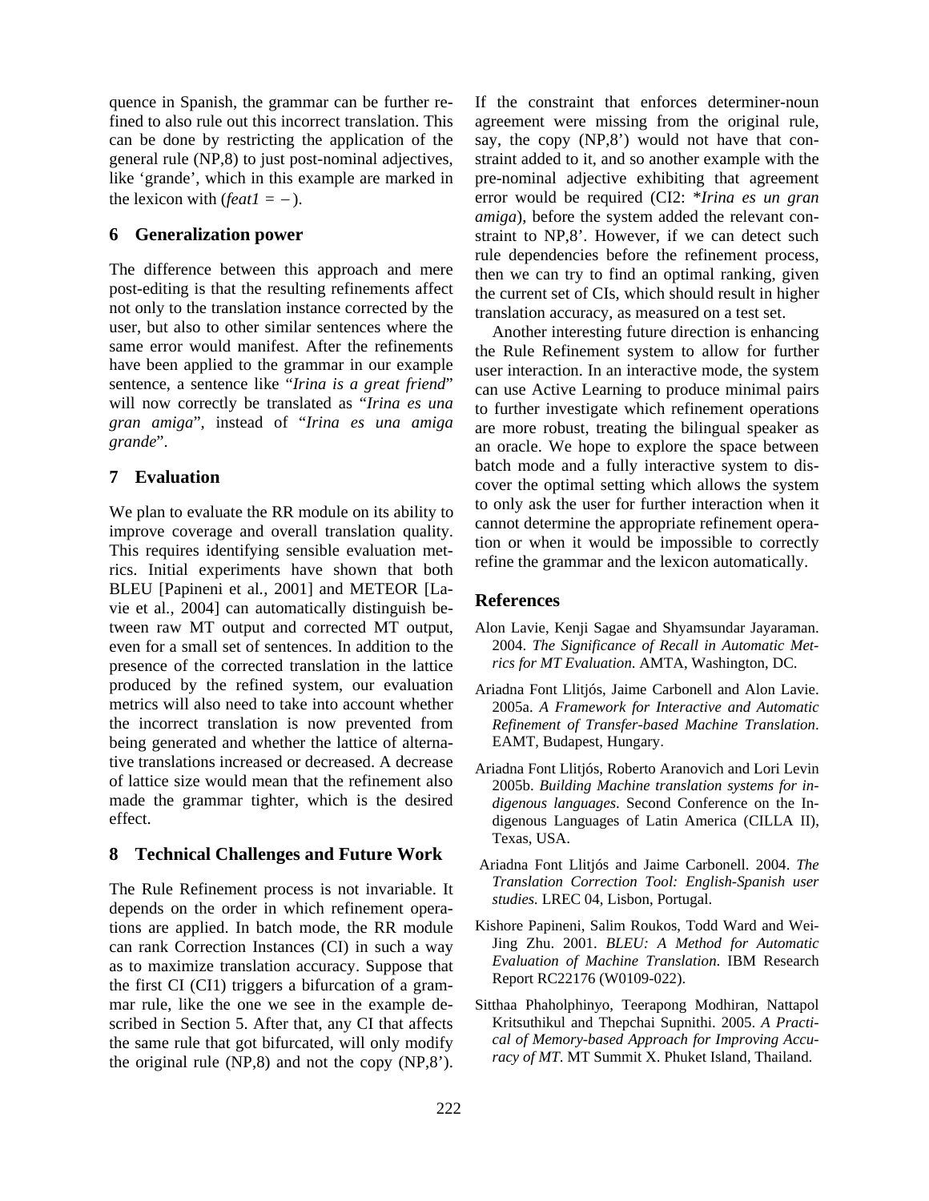quence in Spanish, the grammar can be further refined to also rule out this incorrect translation. This can be done by restricting the application of the general rule (NP,8) to just post-nominal adjectives, like 'grande', which in this example are marked in the lexicon with (*feat1* = −).

## 6 Generalization power

The difference between this approach and mere post-editing is that the resulting refinements affect not only to the translation instance corrected by the user, but also to other similar sentences where the same error would manifest. After the refinements have been applied to the grammar in our example sentence, a sentence like "*Irina is a great friend*" will now correctly be translated as "*Irina es una gran amiga*", instead of "*Irina es una amiga grande*".

## 7 Evaluation

We plan to evaluate the RR module on its ability to improve coverage and overall translation quality. This requires identifying sensible evaluation metrics. Initial experiments have shown that both BLEU [Papineni et al., 2001] and METEOR [Lavie et al., 2004] can automatically distinguish between raw MT output and corrected MT output, even for a small set of sentences. In addition to the presence of the corrected translation in the lattice produced by the refined system, our evaluation metrics will also need to take into account whether the incorrect translation is now prevented from being generated and whether the lattice of alternative translations increased or decreased. A decrease of lattice size would mean that the refinement also made the grammar tighter, which is the desired effect.

## 8 Technical Challenges and Future Work

The Rule Refinement process is not invariable. It depends on the order in which refinement operations are applied. In batch mode, the RR module can rank Correction Instances (CI) in such a way as to maximize translation accuracy. Suppose that the first CI (CI1) triggers a bifurcation of a grammar rule, like the one we see in the example described in Section 5. After that, any CI that affects the same rule that got bifurcated, will only modify the original rule (NP,8) and not the copy (NP,8'). If the constraint that enforces determiner-noun agreement were missing from the original rule, say, the copy (NP,8') would not have that constraint added to it, and so another example with the pre-nominal adjective exhibiting that agreement error would be required (CI2: \**Irina es un gran amiga*), before the system added the relevant constraint to NP,8'. However, if we can detect such rule dependencies before the refinement process, then we can try to find an optimal ranking, given the current set of CIs, which should result in higher translation accuracy, as measured on a test set.

Another interesting future direction is enhancing the Rule Refinement system to allow for further user interaction. In an interactive mode, the system can use Active Learning to produce minimal pairs to further investigate which refinement operations are more robust, treating the bilingual speaker as an oracle. We hope to explore the space between batch mode and a fully interactive system to discover the optimal setting which allows the system to only ask the user for further interaction when it cannot determine the appropriate refinement operation or when it would be impossible to correctly refine the grammar and the lexicon automatically.

## References

Alon Lavie, Kenji Sagae and Shyamsundar Jayaraman. 2004. *The Significance of Recall in Automatic Metrics for MT Evaluation*. AMTA, Washington, DC.

Ariadna Font Llitjós, Jaime Carbonell and Alon Lavie. 2005a. *A Framework for Interactive and Automatic Refinement of Transfer-based Machine Translation*. EAMT, Budapest, Hungary.

Ariadna Font Llitjós, Roberto Aranovich and Lori Levin 2005b. *Building Machine translation systems for indigenous languages.* Second Conference on the Indigenous Languages of Latin America (CILLA II), Texas, USA.

Ariadna Font Llitjós and Jaime Carbonell. 2004. *The Translation Correction Tool: English-Spanish user studies.* LREC 04, Lisbon, Portugal.

Kishore Papineni, Salim Roukos, Todd Ward and Wei-Jing Zhu. 2001. *BLEU: A Method for Automatic Evaluation of Machine Translation*. IBM Research Report RC22176 (W0109-022).

Sitthaa Phaholphinyo, Teerapong Modhiran, Nattapol Kritsuthikul and Thepchai Supnithi. 2005. *A Practical of Memory-based Approach for Improving Accuracy of MT*. MT Summit X. Phuket Island, Thailand.